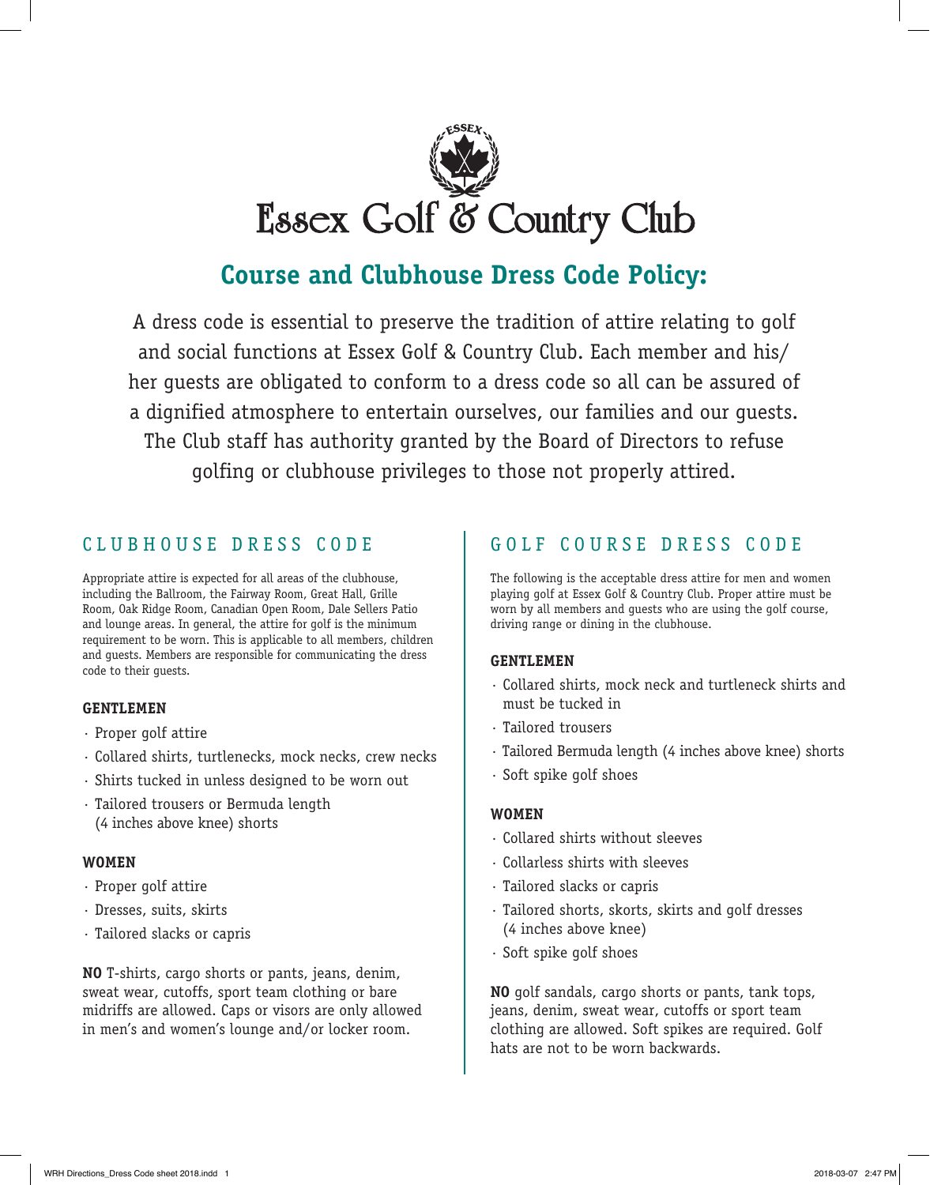# Essex Golf & Country Club

## Course and Clubhouse Dress Code Policy:

A dress code is essential to preserve the tradition of attire relating to golf and social functions at Essex Golf & Country Club. Each member and his/her guests are obligated to conform to a dress code so all can be assured of a dignified atmosphere to entertain ourselves, our families and our guests. The Club staff has authority granted by the Board of Directors to refuse golfing or clubhouse privileges to those not properly attired.

## CLUBHOUSE DRESS CODE

Appropriate attire is expected for all areas of the clubhouse, including the Ballroom, the Fairway Room, Great Hall, Grille Room, Oak Ridge Room, Canadian Open Room, Dale Sellers Patio and lounge areas. In general, the attire for golf is the minimum requirement to be worn. This is applicable to all members, children and guests. Members are responsible for communicating the dress code to their guests.

### GENTLEMEN

- Proper golf attire
- Collared shirts, turtlenecks, mock necks, crew necks
- Shirts tucked in unless designed to be worn out
- Tailored trousers or Bermuda length (4 inches above knee) shorts

### WOMEN

- Proper golf attire
- Dresses, suits, skirts
- Tailored slacks or capris

**NO** T-shirts, cargo shorts or pants, jeans, denim, sweat wear, cutoffs, sport team clothing or bare midriffs are allowed. Caps or visors are only allowed in men's and women's lounge and/or locker room.

## GOLF COURSE DRESS CODE

The following is the acceptable dress attire for men and women playing golf at Essex Golf & Country Club. Proper attire must be worn by all members and guests who are using the golf course, driving range or dining in the clubhouse.

### GENTLEMEN

- Collared shirts, mock neck and turtleneck shirts and must be tucked in
- Tailored trousers
- Tailored Bermuda length (4 inches above knee) shorts
- Soft spike golf shoes

### WOMEN

- Collared shirts without sleeves
- Collarless shirts with sleeves
- Tailored slacks or capris
- Tailored shorts, skorts, skirts and golf dresses (4 inches above knee)
- Soft spike golf shoes

**NO** golf sandals, cargo shorts or pants, tank tops, jeans, denim, sweat wear, cutoffs or sport team clothing are allowed. Soft spikes are required. Golf hats are not to be worn backwards.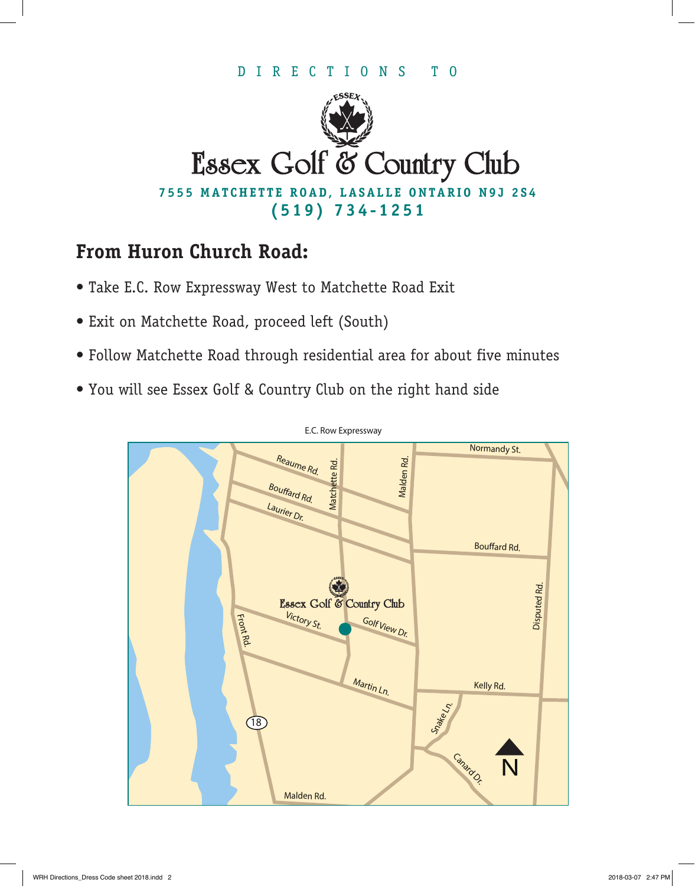DIRECTIONS TO

# Essex Golf & Country Club

**7555 MATCHETTE ROAD, LASALLE ONTARIO N9J 2S4**

**(519) 734-1251**

## From Huron Church Road:

- Take E.C. Row Expressway West to Matchette Road Exit
- Exit on Matchette Road, proceed left (South)
- Follow Matchette Road through residential area for about five minutes
- You will see Essex Golf & Country Club on the right hand side

E.C. Row Expressway
Normandy St.
Reaume Rd.
Matchette Rd.
Malden Rd.
Bouffard Rd.
Laurier Dr.
Bouffard Rd.
Essex Golf & Country Club
Disputed Rd.
Front Rd.
Victory St.
Golf View Dr.
Martin Ln.
Kelly Rd.
18
Snake Ln.
Canard Dr.
N
Malden Rd.